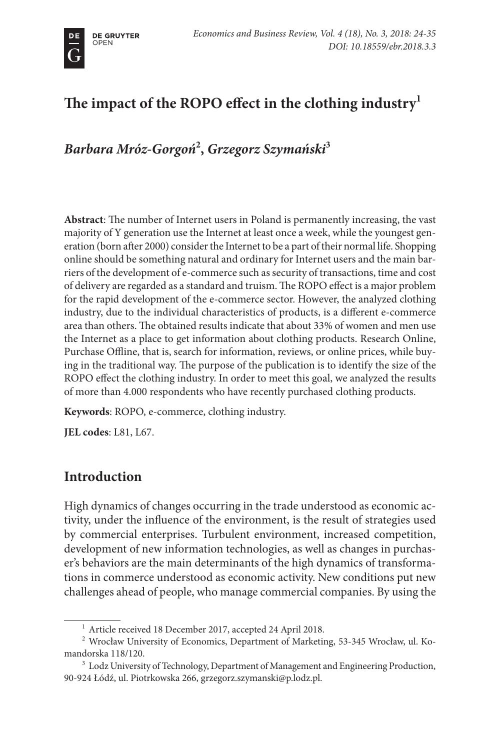# The impact of the ROPO effect in the clothing industry[1]

## *Barbara Mróz-Gorgoń*[2], *Grzegorz Szymański*[3]

**Abstract**: The number of Internet users in Poland is permanently increasing, the vast majority of Y generation use the Internet at least once a week, while the youngest generation (born after 2000) consider the Internet to be a part of their normal life. Shopping online should be something natural and ordinary for Internet users and the main barriers of the development of e-commerce such as security of transactions, time and cost of delivery are regarded as a standard and truism. The ROPO effect is a major problem for the rapid development of the e-commerce sector. However, the analyzed clothing industry, due to the individual characteristics of products, is a different e-commerce area than others. The obtained results indicate that about 33% of women and men use the Internet as a place to get information about clothing products. Research Online, Purchase Offline, that is, search for information, reviews, or online prices, while buying in the traditional way. The purpose of the publication is to identify the size of the ROPO effect the clothing industry. In order to meet this goal, we analyzed the results of more than 4.000 respondents who have recently purchased clothing products.

**Keywords**: ROPO, e-commerce, clothing industry.

**JEL codes**: L81, L67.

## Introduction

High dynamics of changes occurring in the trade understood as economic activity, under the influence of the environment, is the result of strategies used by commercial enterprises. Turbulent environment, increased competition, development of new information technologies, as well as changes in purchaser's behaviors are the main determinants of the high dynamics of transformations in commerce understood as economic activity. New conditions put new challenges ahead of people, who manage commercial companies. By using the

---

[1] Article received 18 December 2017, accepted 24 April 2018.

[2] Wrocław University of Economics, Department of Marketing, 53-345 Wrocław, ul. Komandorska 118/120.

[3] Lodz University of Technology, Department of Management and Engineering Production, 90-924 Łódź, ul. Piotrkowska 266, grzegorz.szymanski@p.lodz.pl.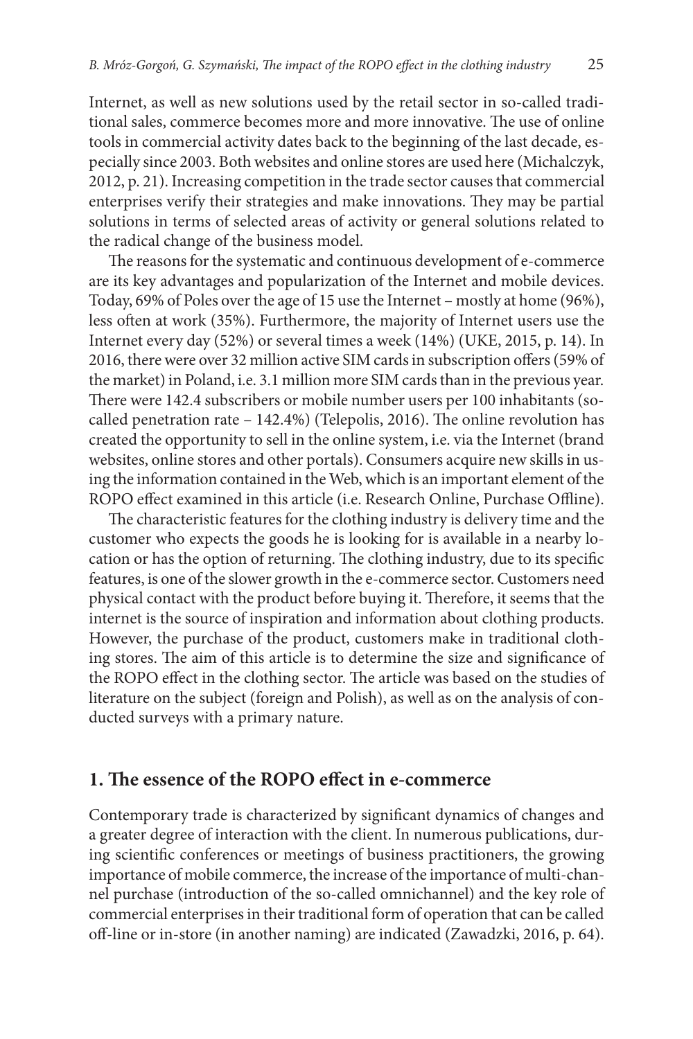Internet, as well as new solutions used by the retail sector in so-called traditional sales, commerce becomes more and more innovative. The use of online tools in commercial activity dates back to the beginning of the last decade, especially since 2003. Both websites and online stores are used here (Michalczyk, 2012, p. 21). Increasing competition in the trade sector causes that commercial enterprises verify their strategies and make innovations. They may be partial solutions in terms of selected areas of activity or general solutions related to the radical change of the business model.

The reasons for the systematic and continuous development of e-commerce are its key advantages and popularization of the Internet and mobile devices. Today, 69% of Poles over the age of 15 use the Internet – mostly at home (96%), less often at work (35%). Furthermore, the majority of Internet users use the Internet every day (52%) or several times a week (14%) (UKE, 2015, p. 14). In 2016, there were over 32 million active SIM cards in subscription offers (59% of the market) in Poland, i.e. 3.1 million more SIM cards than in the previous year. There were 142.4 subscribers or mobile number users per 100 inhabitants (so-called penetration rate – 142.4%) (Telepolis, 2016). The online revolution has created the opportunity to sell in the online system, i.e. via the Internet (brand websites, online stores and other portals). Consumers acquire new skills in using the information contained in the Web, which is an important element of the ROPO effect examined in this article (i.e. Research Online, Purchase Offline).

The characteristic features for the clothing industry is delivery time and the customer who expects the goods he is looking for is available in a nearby location or has the option of returning. The clothing industry, due to its specific features, is one of the slower growth in the e-commerce sector. Customers need physical contact with the product before buying it. Therefore, it seems that the internet is the source of inspiration and information about clothing products. However, the purchase of the product, customers make in traditional clothing stores. The aim of this article is to determine the size and significance of the ROPO effect in the clothing sector. The article was based on the studies of literature on the subject (foreign and Polish), as well as on the analysis of conducted surveys with a primary nature.

## 1. The essence of the ROPO effect in e-commerce

Contemporary trade is characterized by significant dynamics of changes and a greater degree of interaction with the client. In numerous publications, during scientific conferences or meetings of business practitioners, the growing importance of mobile commerce, the increase of the importance of multi-channel purchase (introduction of the so-called omnichannel) and the key role of commercial enterprises in their traditional form of operation that can be called off-line or in-store (in another naming) are indicated (Zawadzki, 2016, p. 64).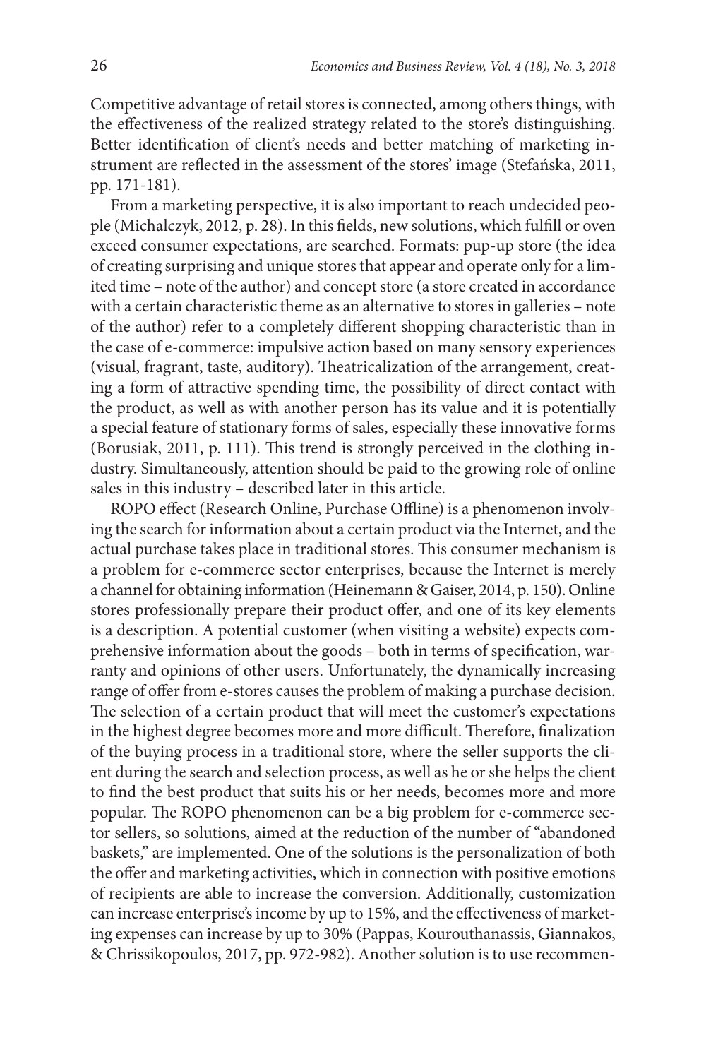Competitive advantage of retail stores is connected, among others things, with the effectiveness of the realized strategy related to the store's distinguishing. Better identification of client's needs and better matching of marketing instrument are reflected in the assessment of the stores' image (Stefańska, 2011, pp. 171-181).

From a marketing perspective, it is also important to reach undecided people (Michalczyk, 2012, p. 28). In this fields, new solutions, which fulfill or oven exceed consumer expectations, are searched. Formats: pup-up store (the idea of creating surprising and unique stores that appear and operate only for a limited time – note of the author) and concept store (a store created in accordance with a certain characteristic theme as an alternative to stores in galleries – note of the author) refer to a completely different shopping characteristic than in the case of e-commerce: impulsive action based on many sensory experiences (visual, fragrant, taste, auditory). Theatricalization of the arrangement, creating a form of attractive spending time, the possibility of direct contact with the product, as well as with another person has its value and it is potentially a special feature of stationary forms of sales, especially these innovative forms (Borusiak, 2011, p. 111). This trend is strongly perceived in the clothing industry. Simultaneously, attention should be paid to the growing role of online sales in this industry – described later in this article.

ROPO effect (Research Online, Purchase Offline) is a phenomenon involving the search for information about a certain product via the Internet, and the actual purchase takes place in traditional stores. This consumer mechanism is a problem for e-commerce sector enterprises, because the Internet is merely a channel for obtaining information (Heinemann & Gaiser, 2014, p. 150). Online stores professionally prepare their product offer, and one of its key elements is a description. A potential customer (when visiting a website) expects comprehensive information about the goods – both in terms of specification, warranty and opinions of other users. Unfortunately, the dynamically increasing range of offer from e-stores causes the problem of making a purchase decision. The selection of a certain product that will meet the customer's expectations in the highest degree becomes more and more difficult. Therefore, finalization of the buying process in a traditional store, where the seller supports the client during the search and selection process, as well as he or she helps the client to find the best product that suits his or her needs, becomes more and more popular. The ROPO phenomenon can be a big problem for e-commerce sector sellers, so solutions, aimed at the reduction of the number of "abandoned baskets," are implemented. One of the solutions is the personalization of both the offer and marketing activities, which in connection with positive emotions of recipients are able to increase the conversion. Additionally, customization can increase enterprise's income by up to 15%, and the effectiveness of marketing expenses can increase by up to 30% (Pappas, Kourouthanassis, Giannakos, & Chrissikopoulos, 2017, pp. 972-982). Another solution is to use recommen-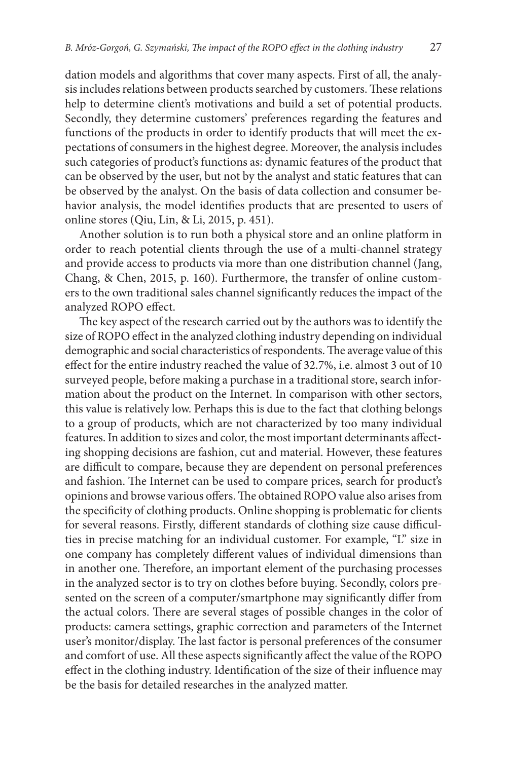dation models and algorithms that cover many aspects. First of all, the analysis includes relations between products searched by customers. These relations help to determine client's motivations and build a set of potential products. Secondly, they determine customers' preferences regarding the features and functions of the products in order to identify products that will meet the expectations of consumers in the highest degree. Moreover, the analysis includes such categories of product's functions as: dynamic features of the product that can be observed by the user, but not by the analyst and static features that can be observed by the analyst. On the basis of data collection and consumer behavior analysis, the model identifies products that are presented to users of online stores (Qiu, Lin, & Li, 2015, p. 451).

Another solution is to run both a physical store and an online platform in order to reach potential clients through the use of a multi-channel strategy and provide access to products via more than one distribution channel (Jang, Chang, & Chen, 2015, p. 160). Furthermore, the transfer of online customers to the own traditional sales channel significantly reduces the impact of the analyzed ROPO effect.

The key aspect of the research carried out by the authors was to identify the size of ROPO effect in the analyzed clothing industry depending on individual demographic and social characteristics of respondents. The average value of this effect for the entire industry reached the value of 32.7%, i.e. almost 3 out of 10 surveyed people, before making a purchase in a traditional store, search information about the product on the Internet. In comparison with other sectors, this value is relatively low. Perhaps this is due to the fact that clothing belongs to a group of products, which are not characterized by too many individual features. In addition to sizes and color, the most important determinants affecting shopping decisions are fashion, cut and material. However, these features are difficult to compare, because they are dependent on personal preferences and fashion. The Internet can be used to compare prices, search for product's opinions and browse various offers. The obtained ROPO value also arises from the specificity of clothing products. Online shopping is problematic for clients for several reasons. Firstly, different standards of clothing size cause difficulties in precise matching for an individual customer. For example, "L" size in one company has completely different values of individual dimensions than in another one. Therefore, an important element of the purchasing processes in the analyzed sector is to try on clothes before buying. Secondly, colors presented on the screen of a computer/smartphone may significantly differ from the actual colors. There are several stages of possible changes in the color of products: camera settings, graphic correction and parameters of the Internet user's monitor/display. The last factor is personal preferences of the consumer and comfort of use. All these aspects significantly affect the value of the ROPO effect in the clothing industry. Identification of the size of their influence may be the basis for detailed researches in the analyzed matter.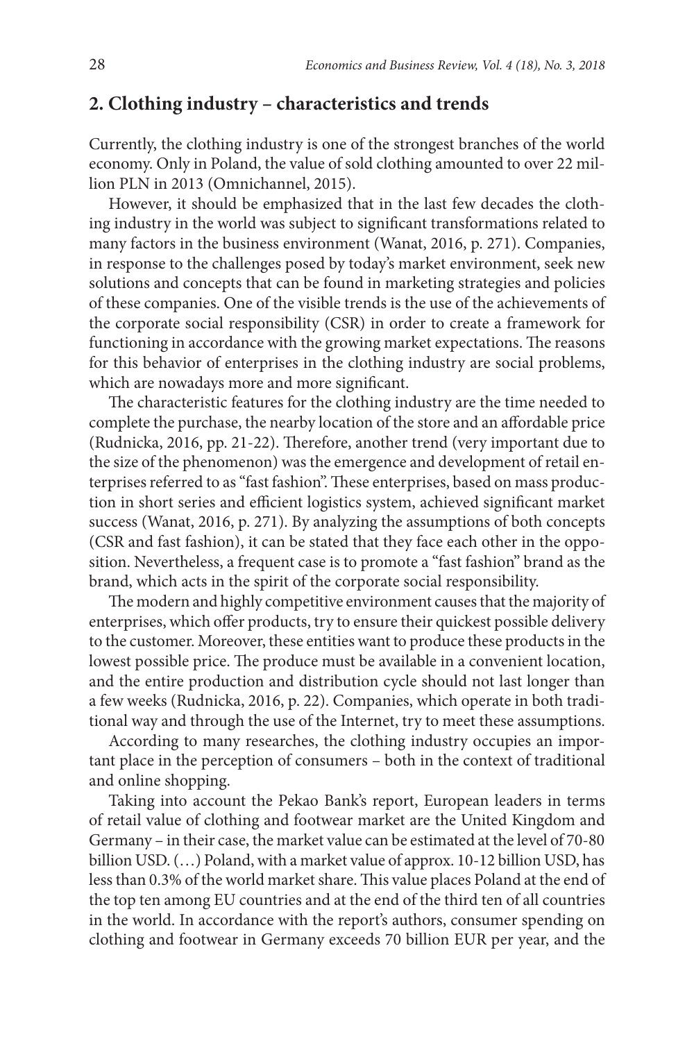## 2. Clothing industry – characteristics and trends

Currently, the clothing industry is one of the strongest branches of the world economy. Only in Poland, the value of sold clothing amounted to over 22 million PLN in 2013 (Omnichannel, 2015).

However, it should be emphasized that in the last few decades the clothing industry in the world was subject to significant transformations related to many factors in the business environment (Wanat, 2016, p. 271). Companies, in response to the challenges posed by today's market environment, seek new solutions and concepts that can be found in marketing strategies and policies of these companies. One of the visible trends is the use of the achievements of the corporate social responsibility (CSR) in order to create a framework for functioning in accordance with the growing market expectations. The reasons for this behavior of enterprises in the clothing industry are social problems, which are nowadays more and more significant.

The characteristic features for the clothing industry are the time needed to complete the purchase, the nearby location of the store and an affordable price (Rudnicka, 2016, pp. 21-22). Therefore, another trend (very important due to the size of the phenomenon) was the emergence and development of retail enterprises referred to as "fast fashion". These enterprises, based on mass production in short series and efficient logistics system, achieved significant market success (Wanat, 2016, p. 271). By analyzing the assumptions of both concepts (CSR and fast fashion), it can be stated that they face each other in the opposition. Nevertheless, a frequent case is to promote a "fast fashion" brand as the brand, which acts in the spirit of the corporate social responsibility.

The modern and highly competitive environment causes that the majority of enterprises, which offer products, try to ensure their quickest possible delivery to the customer. Moreover, these entities want to produce these products in the lowest possible price. The produce must be available in a convenient location, and the entire production and distribution cycle should not last longer than a few weeks (Rudnicka, 2016, p. 22). Companies, which operate in both traditional way and through the use of the Internet, try to meet these assumptions.

According to many researches, the clothing industry occupies an important place in the perception of consumers – both in the context of traditional and online shopping.

Taking into account the Pekao Bank's report, European leaders in terms of retail value of clothing and footwear market are the United Kingdom and Germany – in their case, the market value can be estimated at the level of 70-80 billion USD. (…) Poland, with a market value of approx. 10-12 billion USD, has less than 0.3% of the world market share. This value places Poland at the end of the top ten among EU countries and at the end of the third ten of all countries in the world. In accordance with the report's authors, consumer spending on clothing and footwear in Germany exceeds 70 billion EUR per year, and the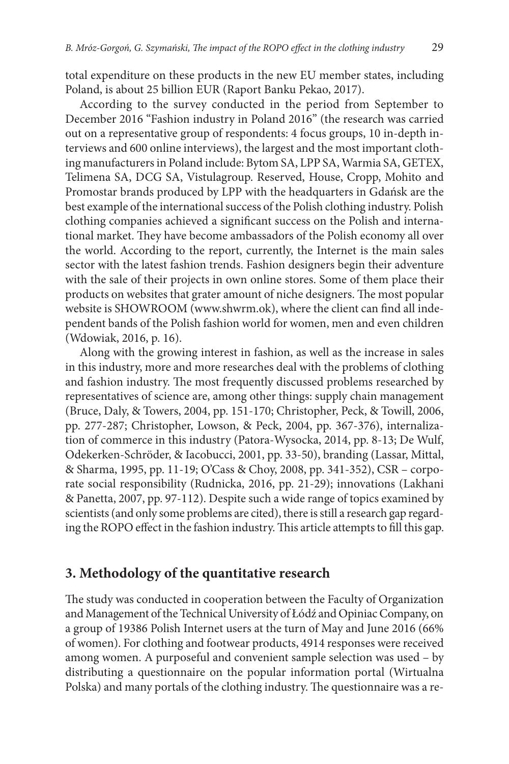total expenditure on these products in the new EU member states, including Poland, is about 25 billion EUR (Raport Banku Pekao, 2017).

According to the survey conducted in the period from September to December 2016 "Fashion industry in Poland 2016" (the research was carried out on a representative group of respondents: 4 focus groups, 10 in-depth interviews and 600 online interviews), the largest and the most important clothing manufacturers in Poland include: Bytom SA, LPP SA, Warmia SA, GETEX, Telimena SA, DCG SA, Vistulagroup. Reserved, House, Cropp, Mohito and Promostar brands produced by LPP with the headquarters in Gdańsk are the best example of the international success of the Polish clothing industry. Polish clothing companies achieved a significant success on the Polish and international market. They have become ambassadors of the Polish economy all over the world. According to the report, currently, the Internet is the main sales sector with the latest fashion trends. Fashion designers begin their adventure with the sale of their projects in own online stores. Some of them place their products on websites that grater amount of niche designers. The most popular website is SHOWROOM (www.shwrm.ok), where the client can find all independent bands of the Polish fashion world for women, men and even children (Wdowiak, 2016, p. 16).

Along with the growing interest in fashion, as well as the increase in sales in this industry, more and more researches deal with the problems of clothing and fashion industry. The most frequently discussed problems researched by representatives of science are, among other things: supply chain management (Bruce, Daly, & Towers, 2004, pp. 151-170; Christopher, Peck, & Towill, 2006, pp. 277-287; Christopher, Lowson, & Peck, 2004, pp. 367-376), internalization of commerce in this industry (Patora-Wysocka, 2014, pp. 8-13; De Wulf, Odekerken-Schröder, & Iacobucci, 2001, pp. 33-50), branding (Lassar, Mittal, & Sharma, 1995, pp. 11-19; O'Cass & Choy, 2008, pp. 341-352), CSR – corporate social responsibility (Rudnicka, 2016, pp. 21-29); innovations (Lakhani & Panetta, 2007, pp. 97-112). Despite such a wide range of topics examined by scientists (and only some problems are cited), there is still a research gap regarding the ROPO effect in the fashion industry. This article attempts to fill this gap.

## 3. Methodology of the quantitative research

The study was conducted in cooperation between the Faculty of Organization and Management of the Technical University of Łódź and Opiniac Company, on a group of 19386 Polish Internet users at the turn of May and June 2016 (66% of women). For clothing and footwear products, 4914 responses were received among women. A purposeful and convenient sample selection was used – by distributing a questionnaire on the popular information portal (Wirtualna Polska) and many portals of the clothing industry. The questionnaire was a re-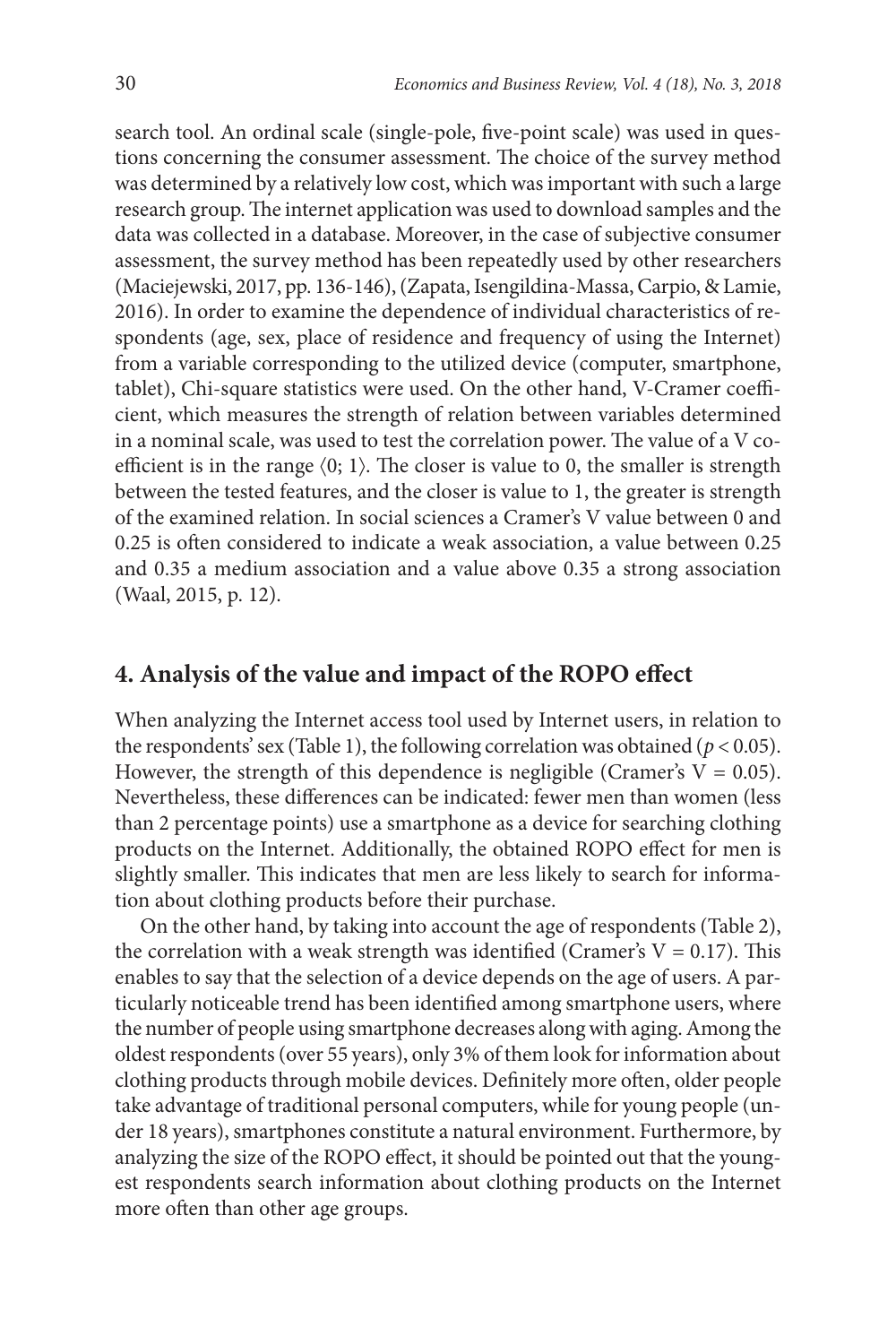search tool. An ordinal scale (single-pole, five-point scale) was used in questions concerning the consumer assessment. The choice of the survey method was determined by a relatively low cost, which was important with such a large research group. The internet application was used to download samples and the data was collected in a database. Moreover, in the case of subjective consumer assessment, the survey method has been repeatedly used by other researchers (Maciejewski, 2017, pp. 136-146), (Zapata, Isengildina-Massa, Carpio, & Lamie, 2016). In order to examine the dependence of individual characteristics of respondents (age, sex, place of residence and frequency of using the Internet) from a variable corresponding to the utilized device (computer, smartphone, tablet), Chi-square statistics were used. On the other hand, V-Cramer coefficient, which measures the strength of relation between variables determined in a nominal scale, was used to test the correlation power. The value of a V coefficient is in the range $\langle 0; 1 \rangle$. The closer is value to 0, the smaller is strength between the tested features, and the closer is value to 1, the greater is strength of the examined relation. In social sciences a Cramer's V value between 0 and 0.25 is often considered to indicate a weak association, a value between 0.25 and 0.35 a medium association and a value above 0.35 a strong association (Waal, 2015, p. 12).

## 4. Analysis of the value and impact of the ROPO effect

When analyzing the Internet access tool used by Internet users, in relation to the respondents' sex (Table 1), the following correlation was obtained ($p < 0.05$). However, the strength of this dependence is negligible (Cramer's V = 0.05). Nevertheless, these differences can be indicated: fewer men than women (less than 2 percentage points) use a smartphone as a device for searching clothing products on the Internet. Additionally, the obtained ROPO effect for men is slightly smaller. This indicates that men are less likely to search for information about clothing products before their purchase.

On the other hand, by taking into account the age of respondents (Table 2), the correlation with a weak strength was identified (Cramer's V = 0.17). This enables to say that the selection of a device depends on the age of users. A particularly noticeable trend has been identified among smartphone users, where the number of people using smartphone decreases along with aging. Among the oldest respondents (over 55 years), only 3% of them look for information about clothing products through mobile devices. Definitely more often, older people take advantage of traditional personal computers, while for young people (under 18 years), smartphones constitute a natural environment. Furthermore, by analyzing the size of the ROPO effect, it should be pointed out that the youngest respondents search information about clothing products on the Internet more often than other age groups.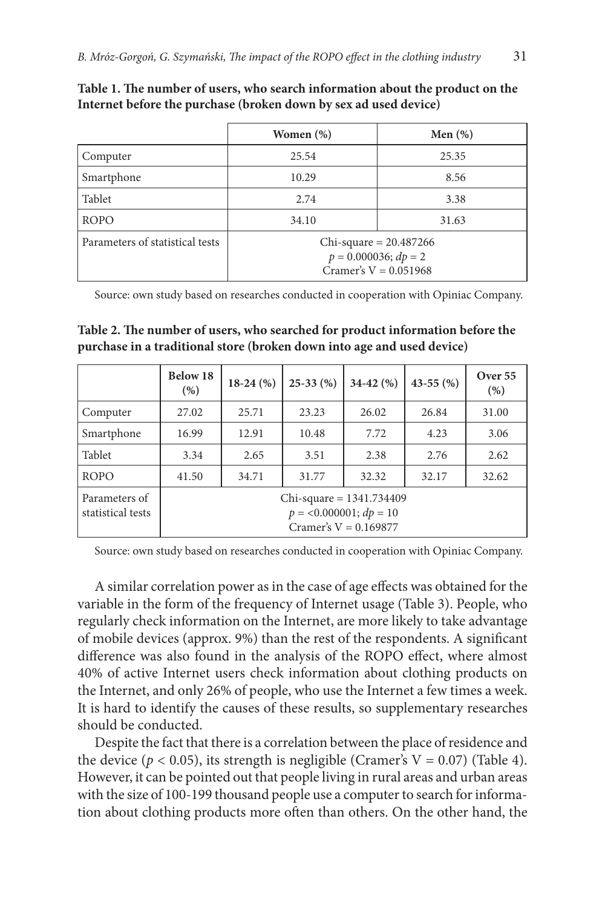**Table 1. The number of users, who search information about the product on the Internet before the purchase (broken down by sex ad used device)**

| | Women (%) | Men (%) |
|---|---|---|
| Computer | 25.54 | 25.35 |
| Smartphone | 10.29 | 8.56 |
| Tablet | 2.74 | 3.38 |
| ROPO | 34.10 | 31.63 |
| Parameters of statistical tests | Chi-square = 20.487266<br>$p = 0.000036$; $dp = 2$<br>Cramer's V = 0.051968 | |

Source: own study based on researches conducted in cooperation with Opiniac Company.

**Table 2. The number of users, who searched for product information before the purchase in a traditional store (broken down into age and used device)**

| | Below 18 (%) | 18-24 (%) | 25-33 (%) | 34-42 (%) | 43-55 (%) | Over 55 (%) |
|---|---|---|---|---|---|---|
| Computer | 27.02 | 25.71 | 23.23 | 26.02 | 26.84 | 31.00 |
| Smartphone | 16.99 | 12.91 | 10.48 | 7.72 | 4.23 | 3.06 |
| Tablet | 3.34 | 2.65 | 3.51 | 2.38 | 2.76 | 2.62 |
| ROPO | 41.50 | 34.71 | 31.77 | 32.32 | 32.17 | 32.62 |
| Parameters of statistical tests | Chi-square = 1341.734409<br>$p = <0.000001$; $dp = 10$<br>Cramer's V = 0.169877 | | | | | |

Source: own study based on researches conducted in cooperation with Opiniac Company.

A similar correlation power as in the case of age effects was obtained for the variable in the form of the frequency of Internet usage (Table 3). People, who regularly check information on the Internet, are more likely to take advantage of mobile devices (approx. 9%) than the rest of the respondents. A significant difference was also found in the analysis of the ROPO effect, where almost 40% of active Internet users check information about clothing products on the Internet, and only 26% of people, who use the Internet a few times a week. It is hard to identify the causes of these results, so supplementary researches should be conducted.

Despite the fact that there is a correlation between the place of residence and the device ($p < 0.05$), its strength is negligible (Cramer's V = 0.07) (Table 4). However, it can be pointed out that people living in rural areas and urban areas with the size of 100-199 thousand people use a computer to search for information about clothing products more often than others. On the other hand, the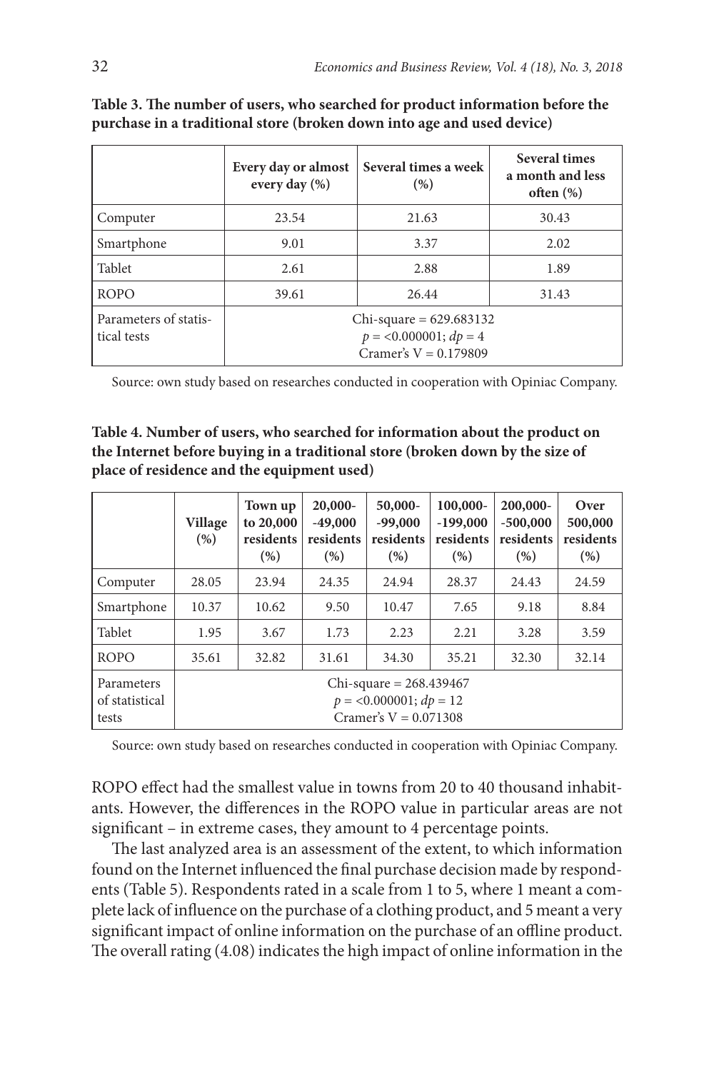**Table 3. The number of users, who searched for product information before the purchase in a traditional store (broken down into age and used device)**

| | Every day or almost every day (%) | Several times a week (%) | Several times a month and less often (%) |
|---|---|---|---|
| Computer | 23.54 | 21.63 | 30.43 |
| Smartphone | 9.01 | 3.37 | 2.02 |
| Tablet | 2.61 | 2.88 | 1.89 |
| ROPO | 39.61 | 26.44 | 31.43 |
| Parameters of statistical tests | Chi-square = 629.683132<br>$p$ = <0.000001; $dp$ = 4<br>Cramer's V = 0.179809 | | |

Source: own study based on researches conducted in cooperation with Opiniac Company.

**Table 4. Number of users, who searched for information about the product on the Internet before buying in a traditional store (broken down by the size of place of residence and the equipment used)**

| | Village (%) | Town up to 20,000 residents (%) | 20,000--49,000 residents (%) | 50,000--99,000 residents (%) | 100,000--199,000 residents (%) | 200,000--500,000 residents (%) | Over 500,000 residents (%) |
|---|---|---|---|---|---|---|---|
| Computer | 28.05 | 23.94 | 24.35 | 24.94 | 28.37 | 24.43 | 24.59 |
| Smartphone | 10.37 | 10.62 | 9.50 | 10.47 | 7.65 | 9.18 | 8.84 |
| Tablet | 1.95 | 3.67 | 1.73 | 2.23 | 2.21 | 3.28 | 3.59 |
| ROPO | 35.61 | 32.82 | 31.61 | 34.30 | 35.21 | 32.30 | 32.14 |
| Parameters of statistical tests | Chi-square = 268.439467<br>$p$ = <0.000001; $dp$ = 12<br>Cramer's V = 0.071308 | | | | | | |

Source: own study based on researches conducted in cooperation with Opiniac Company.

ROPO effect had the smallest value in towns from 20 to 40 thousand inhabitants. However, the differences in the ROPO value in particular areas are not significant – in extreme cases, they amount to 4 percentage points.

The last analyzed area is an assessment of the extent, to which information found on the Internet influenced the final purchase decision made by respondents (Table 5). Respondents rated in a scale from 1 to 5, where 1 meant a complete lack of influence on the purchase of a clothing product, and 5 meant a very significant impact of online information on the purchase of an offline product. The overall rating (4.08) indicates the high impact of online information in the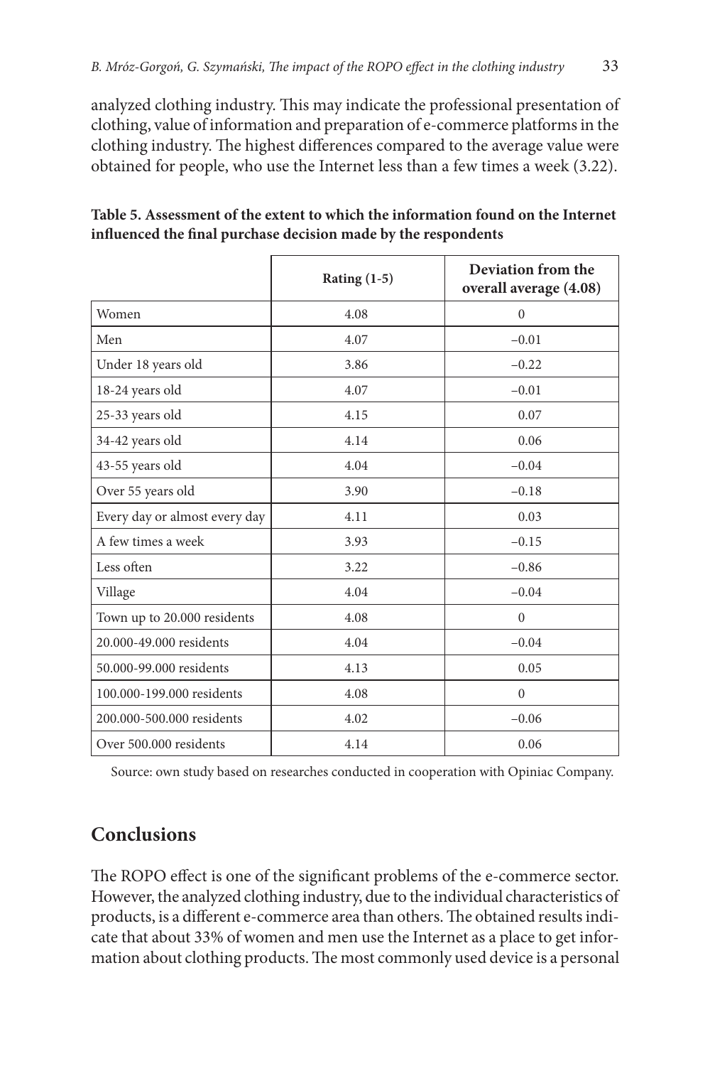analyzed clothing industry. This may indicate the professional presentation of clothing, value of information and preparation of e-commerce platforms in the clothing industry. The highest differences compared to the average value were obtained for people, who use the Internet less than a few times a week (3.22).

**Table 5. Assessment of the extent to which the information found on the Internet influenced the final purchase decision made by the respondents**

| | Rating (1-5) | Deviation from the overall average (4.08) |
|---|---|---|
| Women | 4.08 | 0 |
| Men | 4.07 | –0.01 |
| Under 18 years old | 3.86 | –0.22 |
| 18-24 years old | 4.07 | –0.01 |
| 25-33 years old | 4.15 | 0.07 |
| 34-42 years old | 4.14 | 0.06 |
| 43-55 years old | 4.04 | –0.04 |
| Over 55 years old | 3.90 | –0.18 |
| Every day or almost every day | 4.11 | 0.03 |
| A few times a week | 3.93 | –0.15 |
| Less often | 3.22 | –0.86 |
| Village | 4.04 | –0.04 |
| Town up to 20.000 residents | 4.08 | 0 |
| 20.000-49.000 residents | 4.04 | –0.04 |
| 50.000-99.000 residents | 4.13 | 0.05 |
| 100.000-199.000 residents | 4.08 | 0 |
| 200.000-500.000 residents | 4.02 | –0.06 |
| Over 500.000 residents | 4.14 | 0.06 |

Source: own study based on researches conducted in cooperation with Opiniac Company.

## Conclusions

The ROPO effect is one of the significant problems of the e-commerce sector. However, the analyzed clothing industry, due to the individual characteristics of products, is a different e-commerce area than others. The obtained results indicate that about 33% of women and men use the Internet as a place to get information about clothing products. The most commonly used device is a personal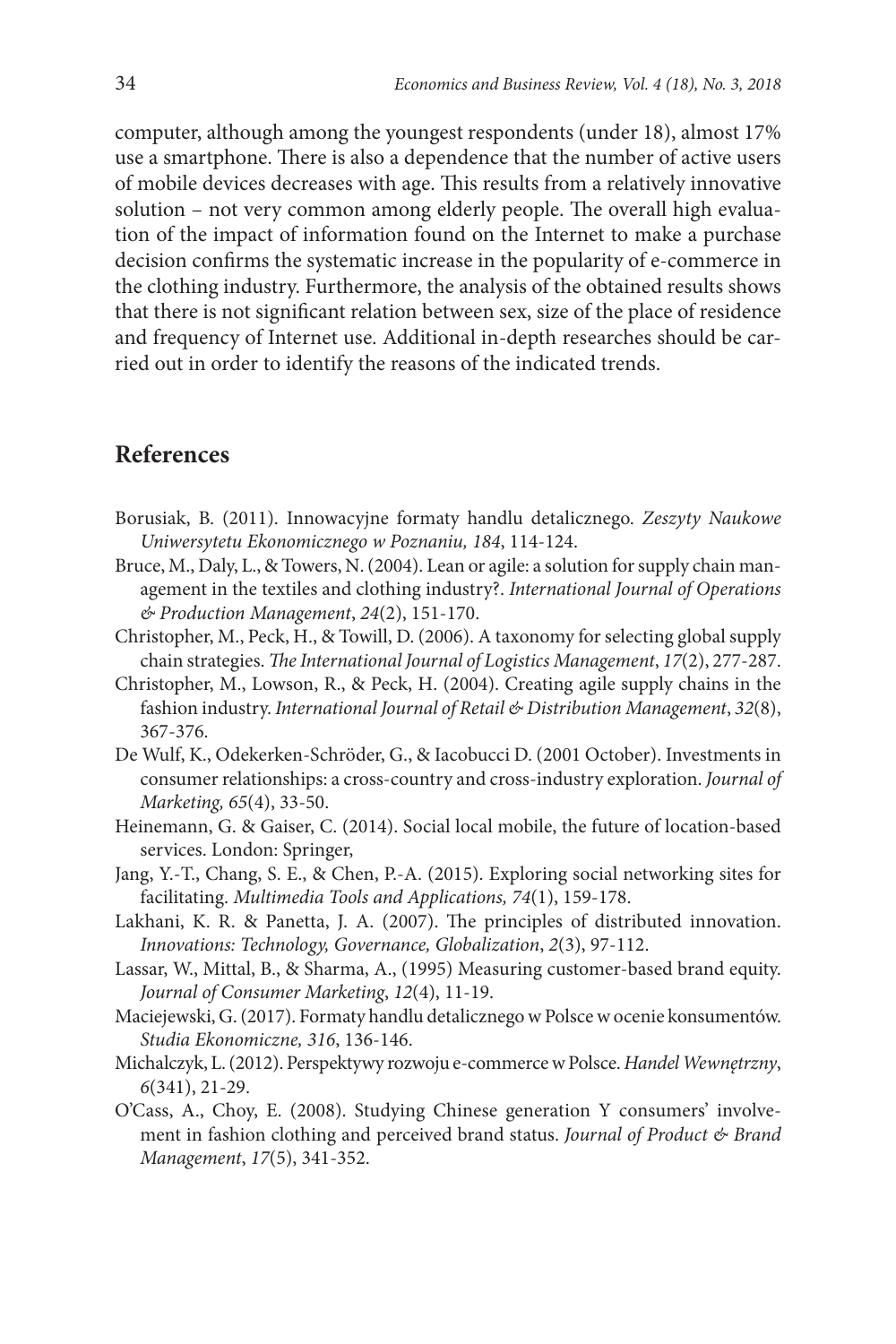computer, although among the youngest respondents (under 18), almost 17% use a smartphone. There is also a dependence that the number of active users of mobile devices decreases with age. This results from a relatively innovative solution – not very common among elderly people. The overall high evaluation of the impact of information found on the Internet to make a purchase decision confirms the systematic increase in the popularity of e-commerce in the clothing industry. Furthermore, the analysis of the obtained results shows that there is not significant relation between sex, size of the place of residence and frequency of Internet use. Additional in-depth researches should be carried out in order to identify the reasons of the indicated trends.

## References

Borusiak, B. (2011). Innowacyjne formaty handlu detalicznego. *Zeszyty Naukowe Uniwersytetu Ekonomicznego w Poznaniu, 184*, 114-124.

Bruce, M., Daly, L., & Towers, N. (2004). Lean or agile: a solution for supply chain management in the textiles and clothing industry?. *International Journal of Operations & Production Management*, *24*(2), 151-170.

Christopher, M., Peck, H., & Towill, D. (2006). A taxonomy for selecting global supply chain strategies. *The International Journal of Logistics Management*, *17*(2), 277-287.

Christopher, M., Lowson, R., & Peck, H. (2004). Creating agile supply chains in the fashion industry. *International Journal of Retail & Distribution Management*, *32*(8), 367-376.

De Wulf, K., Odekerken-Schröder, G., & Iacobucci D. (2001 October). Investments in consumer relationships: a cross-country and cross-industry exploration. *Journal of Marketing, 65*(4), 33-50.

Heinemann, G. & Gaiser, C. (2014). Social local mobile, the future of location-based services. London: Springer,

Jang, Y.-T., Chang, S. E., & Chen, P.-A. (2015). Exploring social networking sites for facilitating. *Multimedia Tools and Applications, 74*(1), 159-178.

Lakhani, K. R. & Panetta, J. A. (2007). The principles of distributed innovation. *Innovations: Technology, Governance, Globalization*, *2*(3), 97-112.

Lassar, W., Mittal, B., & Sharma, A., (1995) Measuring customer-based brand equity. *Journal of Consumer Marketing*, *12*(4), 11-19.

Maciejewski, G. (2017). Formaty handlu detalicznego w Polsce w ocenie konsumentów. *Studia Ekonomiczne, 316*, 136-146.

Michalczyk, L. (2012). Perspektywy rozwoju e-commerce w Polsce. *Handel Wewnętrzny*, *6*(341), 21-29.

O'Cass, A., Choy, E. (2008). Studying Chinese generation Y consumers' involvement in fashion clothing and perceived brand status. *Journal of Product & Brand Management*, *17*(5), 341-352.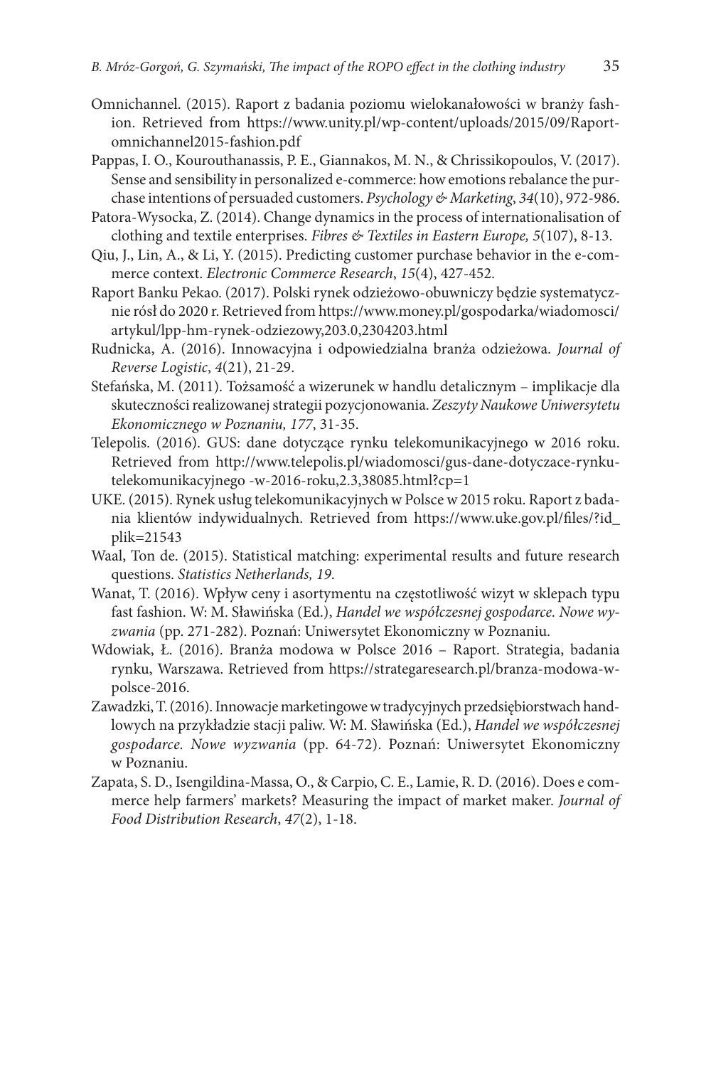Omnichannel. (2015). Raport z badania poziomu wielokanałowości w branży fashion. Retrieved from https://www.unity.pl/wp-content/uploads/2015/09/Raport-omnichannel2015-fashion.pdf

Pappas, I. O., Kourouthanassis, P. E., Giannakos, M. N., & Chrissikopoulos, V. (2017). Sense and sensibility in personalized e-commerce: how emotions rebalance the purchase intentions of persuaded customers. *Psychology & Marketing*, *34*(10), 972-986.

Patora-Wysocka, Z. (2014). Change dynamics in the process of internationalisation of clothing and textile enterprises. *Fibres & Textiles in Eastern Europe, 5*(107), 8-13.

Qiu, J., Lin, A., & Li, Y. (2015). Predicting customer purchase behavior in the e-commerce context. *Electronic Commerce Research*, *15*(4), 427-452.

Raport Banku Pekao. (2017). Polski rynek odzieżowo-obuwniczy będzie systematycznie rósł do 2020 r. Retrieved from https://www.money.pl/gospodarka/wiadomosci/artykul/lpp-hm-rynek-odziezowy,203.0,2304203.html

Rudnicka, A. (2016). Innowacyjna i odpowiedzialna branża odzieżowa. *Journal of Reverse Logistic*, *4*(21), 21-29.

Stefańska, M. (2011). Tożsamość a wizerunek w handlu detalicznym – implikacje dla skuteczności realizowanej strategii pozycjonowania. *Zeszyty Naukowe Uniwersytetu Ekonomicznego w Poznaniu, 177*, 31-35.

Telepolis. (2016). GUS: dane dotyczące rynku telekomunikacyjnego w 2016 roku. Retrieved from http://www.telepolis.pl/wiadomosci/gus-dane-dotyczace-rynku-telekomunikacyjnego -w-2016-roku,2.3,38085.html?cp=1

UKE. (2015). Rynek usług telekomunikacyjnych w Polsce w 2015 roku. Raport z badania klientów indywidualnych. Retrieved from https://www.uke.gov.pl/files/?id_plik=21543

Waal, Ton de. (2015). Statistical matching: experimental results and future research questions. *Statistics Netherlands, 19*.

Wanat, T. (2016). Wpływ ceny i asortymentu na częstotliwość wizyt w sklepach typu fast fashion. W: M. Sławińska (Ed.), *Handel we współczesnej gospodarce. Nowe wyzwania* (pp. 271-282). Poznań: Uniwersytet Ekonomiczny w Poznaniu.

Wdowiak, Ł. (2016). Branża modowa w Polsce 2016 – Raport. Strategia, badania rynku, Warszawa. Retrieved from https://strategaresearch.pl/branza-modowa-w-polsce-2016.

Zawadzki, T. (2016). Innowacje marketingowe w tradycyjnych przedsiębiorstwach handlowych na przykładzie stacji paliw. W: M. Sławińska (Ed.), *Handel we współczesnej gospodarce. Nowe wyzwania* (pp. 64-72). Poznań: Uniwersytet Ekonomiczny w Poznaniu.

Zapata, S. D., Isengildina-Massa, O., & Carpio, C. E., Lamie, R. D. (2016). Does e commerce help farmers' markets? Measuring the impact of market maker. *Journal of Food Distribution Research*, *47*(2), 1-18.